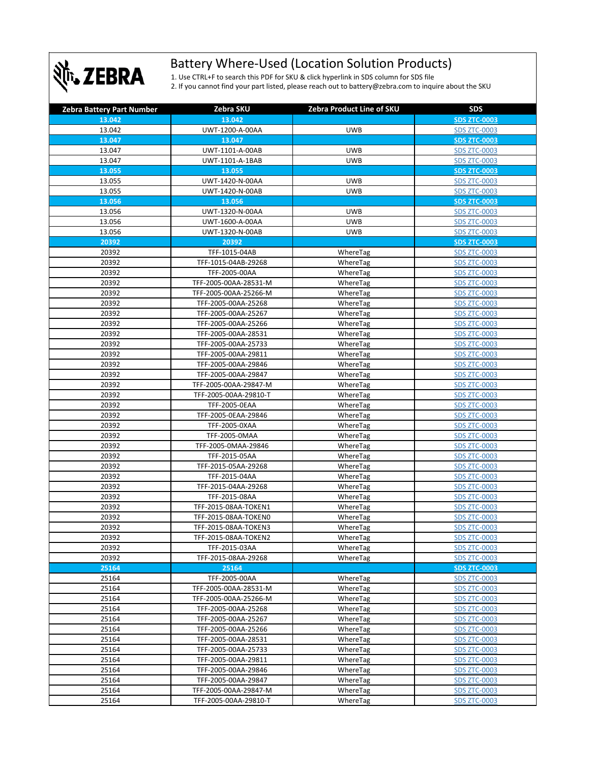# Battery Where-Used (Location Solution Products)

1. Use CTRL+F to search this PDF for SKU & click hyperlink in SDS column for SDS file
2. If you cannot find your part listed, please reach out to battery@zebra.com to inquire about the SKU

| Zebra Battery Part Number | Zebra SKU | Zebra Product Line of SKU | SDS |
|---|---|---|---|
| **13.042** | **13.042** | | **SDS ZTC-0003** |
| 13.042 | UWT-1200-A-00AA | UWB | SDS ZTC-0003 |
| **13.047** | **13.047** | | **SDS ZTC-0003** |
| 13.047 | UWT-1101-A-00AB | UWB | SDS ZTC-0003 |
| 13.047 | UWT-1101-A-1BAB | UWB | SDS ZTC-0003 |
| **13.055** | **13.055** | | **SDS ZTC-0003** |
| 13.055 | UWT-1420-N-00AA | UWB | SDS ZTC-0003 |
| 13.055 | UWT-1420-N-00AB | UWB | SDS ZTC-0003 |
| **13.056** | **13.056** | | **SDS ZTC-0003** |
| 13.056 | UWT-1320-N-00AA | UWB | SDS ZTC-0003 |
| 13.056 | UWT-1600-A-00AA | UWB | SDS ZTC-0003 |
| 13.056 | UWT-1320-N-00AB | UWB | SDS ZTC-0003 |
| **20392** | **20392** | | **SDS ZTC-0003** |
| 20392 | TFF-1015-04AB | WhereTag | SDS ZTC-0003 |
| 20392 | TFF-1015-04AB-29268 | WhereTag | SDS ZTC-0003 |
| 20392 | TFF-2005-00AA | WhereTag | SDS ZTC-0003 |
| 20392 | TFF-2005-00AA-28531-M | WhereTag | SDS ZTC-0003 |
| 20392 | TFF-2005-00AA-25266-M | WhereTag | SDS ZTC-0003 |
| 20392 | TFF-2005-00AA-25268 | WhereTag | SDS ZTC-0003 |
| 20392 | TFF-2005-00AA-25267 | WhereTag | SDS ZTC-0003 |
| 20392 | TFF-2005-00AA-25266 | WhereTag | SDS ZTC-0003 |
| 20392 | TFF-2005-00AA-28531 | WhereTag | SDS ZTC-0003 |
| 20392 | TFF-2005-00AA-25733 | WhereTag | SDS ZTC-0003 |
| 20392 | TFF-2005-00AA-29811 | WhereTag | SDS ZTC-0003 |
| 20392 | TFF-2005-00AA-29846 | WhereTag | SDS ZTC-0003 |
| 20392 | TFF-2005-00AA-29847 | WhereTag | SDS ZTC-0003 |
| 20392 | TFF-2005-00AA-29847-M | WhereTag | SDS ZTC-0003 |
| 20392 | TFF-2005-00AA-29810-T | WhereTag | SDS ZTC-0003 |
| 20392 | TFF-2005-0EAA | WhereTag | SDS ZTC-0003 |
| 20392 | TFF-2005-0EAA-29846 | WhereTag | SDS ZTC-0003 |
| 20392 | TFF-2005-0XAA | WhereTag | SDS ZTC-0003 |
| 20392 | TFF-2005-0MAA | WhereTag | SDS ZTC-0003 |
| 20392 | TFF-2005-0MAA-29846 | WhereTag | SDS ZTC-0003 |
| 20392 | TFF-2015-05AA | WhereTag | SDS ZTC-0003 |
| 20392 | TFF-2015-05AA-29268 | WhereTag | SDS ZTC-0003 |
| 20392 | TFF-2015-04AA | WhereTag | SDS ZTC-0003 |
| 20392 | TFF-2015-04AA-29268 | WhereTag | SDS ZTC-0003 |
| 20392 | TFF-2015-08AA | WhereTag | SDS ZTC-0003 |
| 20392 | TFF-2015-08AA-TOKEN1 | WhereTag | SDS ZTC-0003 |
| 20392 | TFF-2015-08AA-TOKEN0 | WhereTag | SDS ZTC-0003 |
| 20392 | TFF-2015-08AA-TOKEN3 | WhereTag | SDS ZTC-0003 |
| 20392 | TFF-2015-08AA-TOKEN2 | WhereTag | SDS ZTC-0003 |
| 20392 | TFF-2015-03AA | WhereTag | SDS ZTC-0003 |
| 20392 | TFF-2015-08AA-29268 | WhereTag | SDS ZTC-0003 |
| **25164** | **25164** | | **SDS ZTC-0003** |
| 25164 | TFF-2005-00AA | WhereTag | SDS ZTC-0003 |
| 25164 | TFF-2005-00AA-28531-M | WhereTag | SDS ZTC-0003 |
| 25164 | TFF-2005-00AA-25266-M | WhereTag | SDS ZTC-0003 |
| 25164 | TFF-2005-00AA-25268 | WhereTag | SDS ZTC-0003 |
| 25164 | TFF-2005-00AA-25267 | WhereTag | SDS ZTC-0003 |
| 25164 | TFF-2005-00AA-25266 | WhereTag | SDS ZTC-0003 |
| 25164 | TFF-2005-00AA-28531 | WhereTag | SDS ZTC-0003 |
| 25164 | TFF-2005-00AA-25733 | WhereTag | SDS ZTC-0003 |
| 25164 | TFF-2005-00AA-29811 | WhereTag | SDS ZTC-0003 |
| 25164 | TFF-2005-00AA-29846 | WhereTag | SDS ZTC-0003 |
| 25164 | TFF-2005-00AA-29847 | WhereTag | SDS ZTC-0003 |
| 25164 | TFF-2005-00AA-29847-M | WhereTag | SDS ZTC-0003 |
| 25164 | TFF-2005-00AA-29810-T | WhereTag | SDS ZTC-0003 |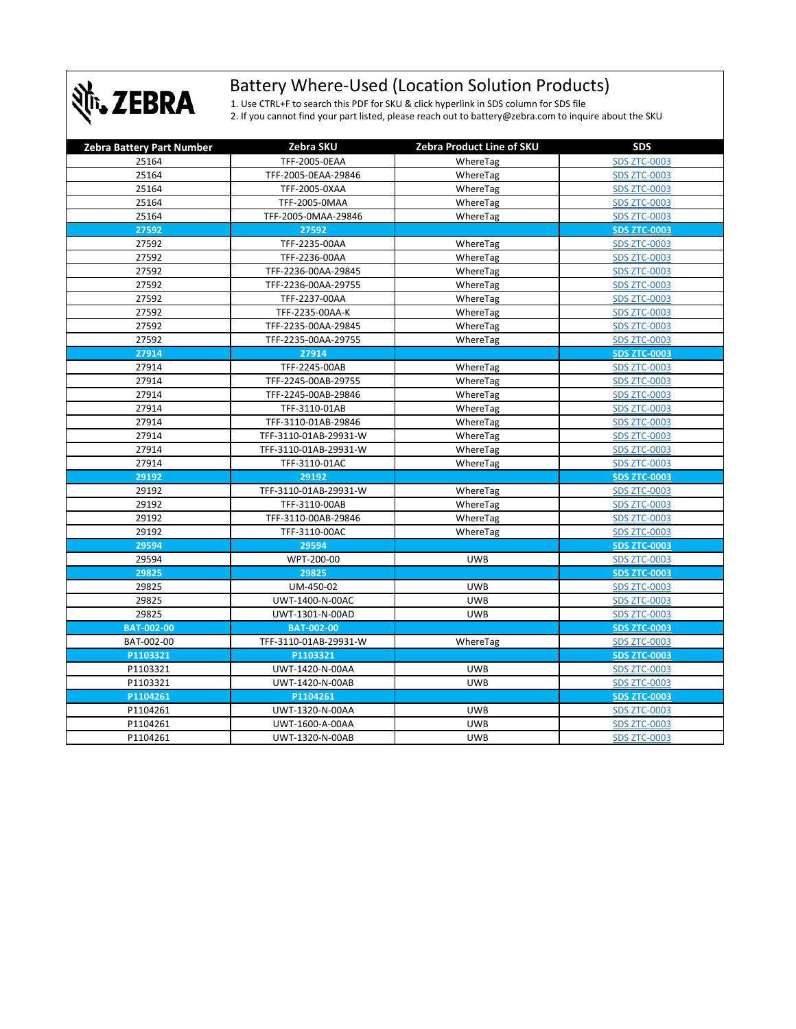# Battery Where-Used (Location Solution Products)

1. Use CTRL+F to search this PDF for SKU & click hyperlink in SDS column for SDS file
2. If you cannot find your part listed, please reach out to battery@zebra.com to inquire about the SKU

| Zebra Battery Part Number | Zebra SKU | Zebra Product Line of SKU | SDS |
|---|---|---|---|
| 25164 | TFF-2005-0EAA | WhereTag | SDS ZTC-0003 |
| 25164 | TFF-2005-0EAA-29846 | WhereTag | SDS ZTC-0003 |
| 25164 | TFF-2005-0XAA | WhereTag | SDS ZTC-0003 |
| 25164 | TFF-2005-0MAA | WhereTag | SDS ZTC-0003 |
| 25164 | TFF-2005-0MAA-29846 | WhereTag | SDS ZTC-0003 |
| **27592** | **27592** | | **SDS ZTC-0003** |
| 27592 | TFF-2235-00AA | WhereTag | SDS ZTC-0003 |
| 27592 | TFF-2236-00AA | WhereTag | SDS ZTC-0003 |
| 27592 | TFF-2236-00AA-29845 | WhereTag | SDS ZTC-0003 |
| 27592 | TFF-2236-00AA-29755 | WhereTag | SDS ZTC-0003 |
| 27592 | TFF-2237-00AA | WhereTag | SDS ZTC-0003 |
| 27592 | TFF-2235-00AA-K | WhereTag | SDS ZTC-0003 |
| 27592 | TFF-2235-00AA-29845 | WhereTag | SDS ZTC-0003 |
| 27592 | TFF-2235-00AA-29755 | WhereTag | SDS ZTC-0003 |
| **27914** | **27914** | | **SDS ZTC-0003** |
| 27914 | TFF-2245-00AB | WhereTag | SDS ZTC-0003 |
| 27914 | TFF-2245-00AB-29755 | WhereTag | SDS ZTC-0003 |
| 27914 | TFF-2245-00AB-29846 | WhereTag | SDS ZTC-0003 |
| 27914 | TFF-3110-01AB | WhereTag | SDS ZTC-0003 |
| 27914 | TFF-3110-01AB-29846 | WhereTag | SDS ZTC-0003 |
| 27914 | TFF-3110-01AB-29931-W | WhereTag | SDS ZTC-0003 |
| 27914 | TFF-3110-01AB-29931-W | WhereTag | SDS ZTC-0003 |
| 27914 | TFF-3110-01AC | WhereTag | SDS ZTC-0003 |
| **29192** | **29192** | | **SDS ZTC-0003** |
| 29192 | TFF-3110-01AB-29931-W | WhereTag | SDS ZTC-0003 |
| 29192 | TFF-3110-00AB | WhereTag | SDS ZTC-0003 |
| 29192 | TFF-3110-00AB-29846 | WhereTag | SDS ZTC-0003 |
| 29192 | TFF-3110-00AC | WhereTag | SDS ZTC-0003 |
| **29594** | **29594** | | **SDS ZTC-0003** |
| 29594 | WPT-200-00 | UWB | SDS ZTC-0003 |
| **29825** | **29825** | | **SDS ZTC-0003** |
| 29825 | UM-450-02 | UWB | SDS ZTC-0003 |
| 29825 | UWT-1400-N-00AC | UWB | SDS ZTC-0003 |
| 29825 | UWT-1301-N-00AD | UWB | SDS ZTC-0003 |
| **BAT-002-00** | **BAT-002-00** | | **SDS ZTC-0003** |
| BAT-002-00 | TFF-3110-01AB-29931-W | WhereTag | SDS ZTC-0003 |
| **P1103321** | **P1103321** | | **SDS ZTC-0003** |
| P1103321 | UWT-1420-N-00AA | UWB | SDS ZTC-0003 |
| P1103321 | UWT-1420-N-00AB | UWB | SDS ZTC-0003 |
| **P1104261** | **P1104261** | | **SDS ZTC-0003** |
| P1104261 | UWT-1320-N-00AA | UWB | SDS ZTC-0003 |
| P1104261 | UWT-1600-A-00AA | UWB | SDS ZTC-0003 |
| P1104261 | UWT-1320-N-00AB | UWB | SDS ZTC-0003 |